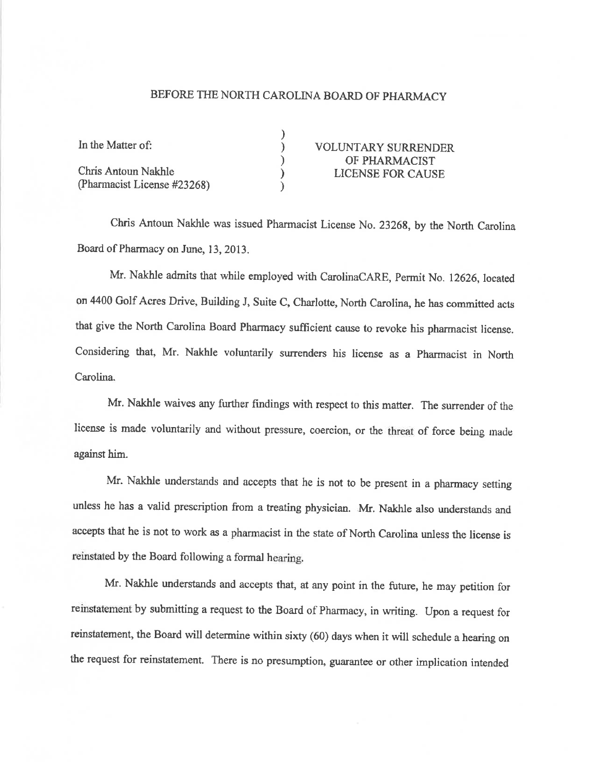BEFORE THE NORTH CAROLINA BOARD OF PHARMACY

| In the Matter of: | ) | VOLUNTARY SURRENDER |
|---|---|---|
| | ) | OF PHARMACIST |
| Chris Antoun Nakhle | ) | LICENSE FOR CAUSE |
| (Pharmacist License #23268) | ) | |

Chris Antoun Nakhle was issued Pharmacist License No. 23268, by the North Carolina Board of Pharmacy on June, 13, 2013.

Mr. Nakhle admits that while employed with CarolinaCARE, Permit No. 12626, located on 4400 Golf Acres Drive, Building J, Suite C, Charlotte, North Carolina, he has committed acts that give the North Carolina Board Pharmacy sufficient cause to revoke his pharmacist license. Considering that, Mr. Nakhle voluntarily surrenders his license as a Pharmacist in North Carolina.

Mr. Nakhle waives any further findings with respect to this matter. The surrender of the license is made voluntarily and without pressure, coercion, or the threat of force being made against him.

Mr. Nakhle understands and accepts that he is not to be present in a pharmacy setting unless he has a valid prescription from a treating physician. Mr. Nakhle also understands and accepts that he is not to work as a pharmacist in the state of North Carolina unless the license is reinstated by the Board following a formal hearing.

Mr. Nakhle understands and accepts that, at any point in the future, he may petition for reinstatement by submitting a request to the Board of Pharmacy, in writing. Upon a request for reinstatement, the Board will determine within sixty (60) days when it will schedule a hearing on the request for reinstatement. There is no presumption, guarantee or other implication intended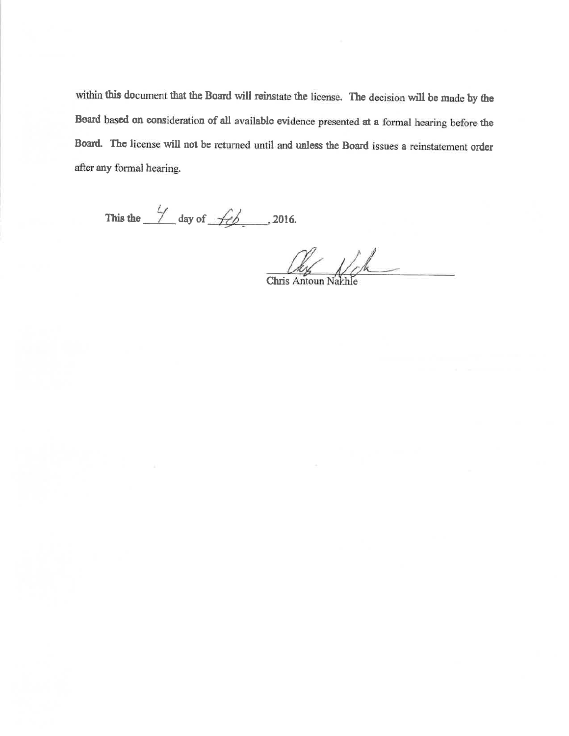within this document that the Board will reinstate the license. The decision will be made by the Board based on consideration of all available evidence presented at a formal hearing before the Board. The license will not be returned until and unless the Board issues a reinstatement order after any formal hearing.

This the 4 day of Feb, 2016.

Chris Antoun Nakhle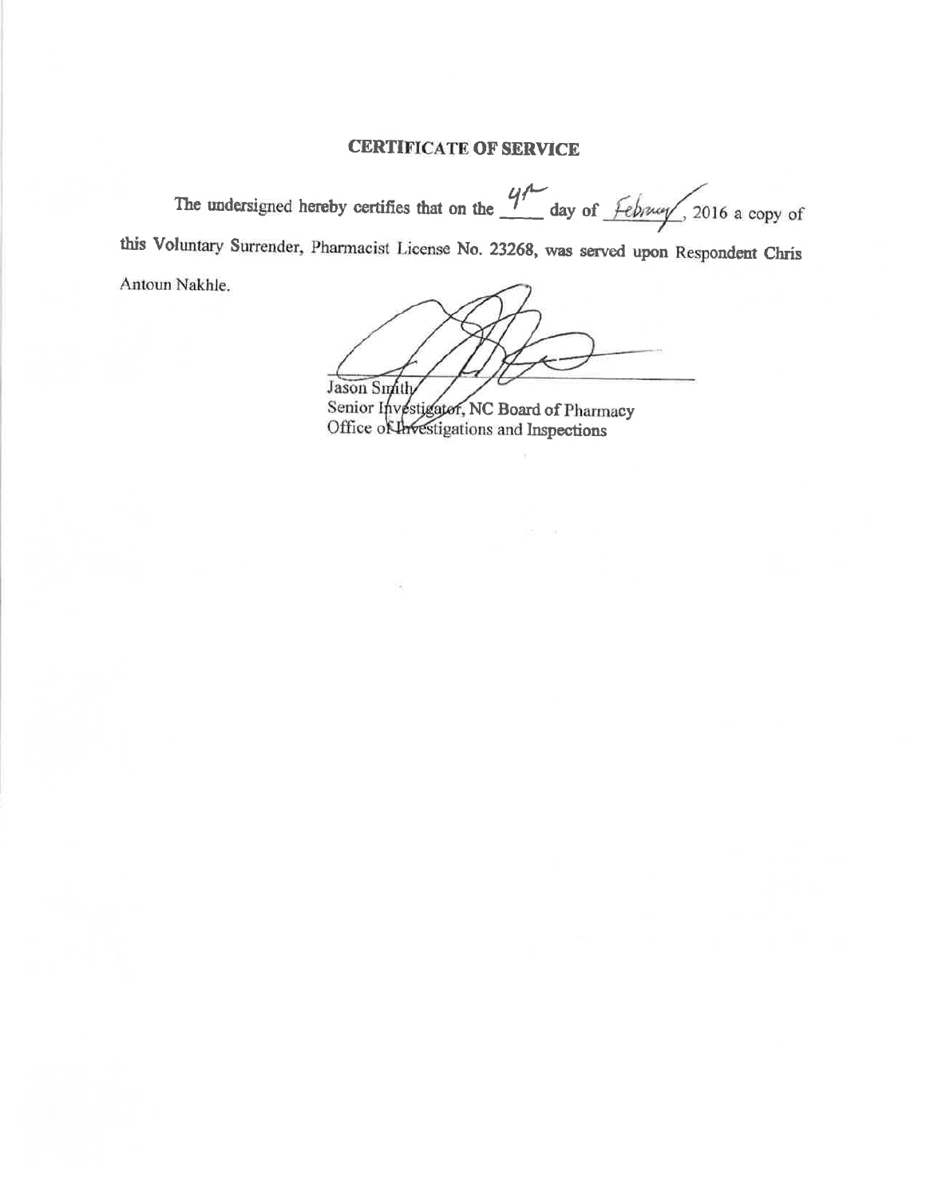## CERTIFICATE OF SERVICE

The undersigned hereby certifies that on the 4th day of February, 2016 a copy of this Voluntary Surrender, Pharmacist License No. 23268, was served upon Respondent Chris Antoun Nakhle.

Jason Smith
Senior Investigator, NC Board of Pharmacy
Office of Investigations and Inspections